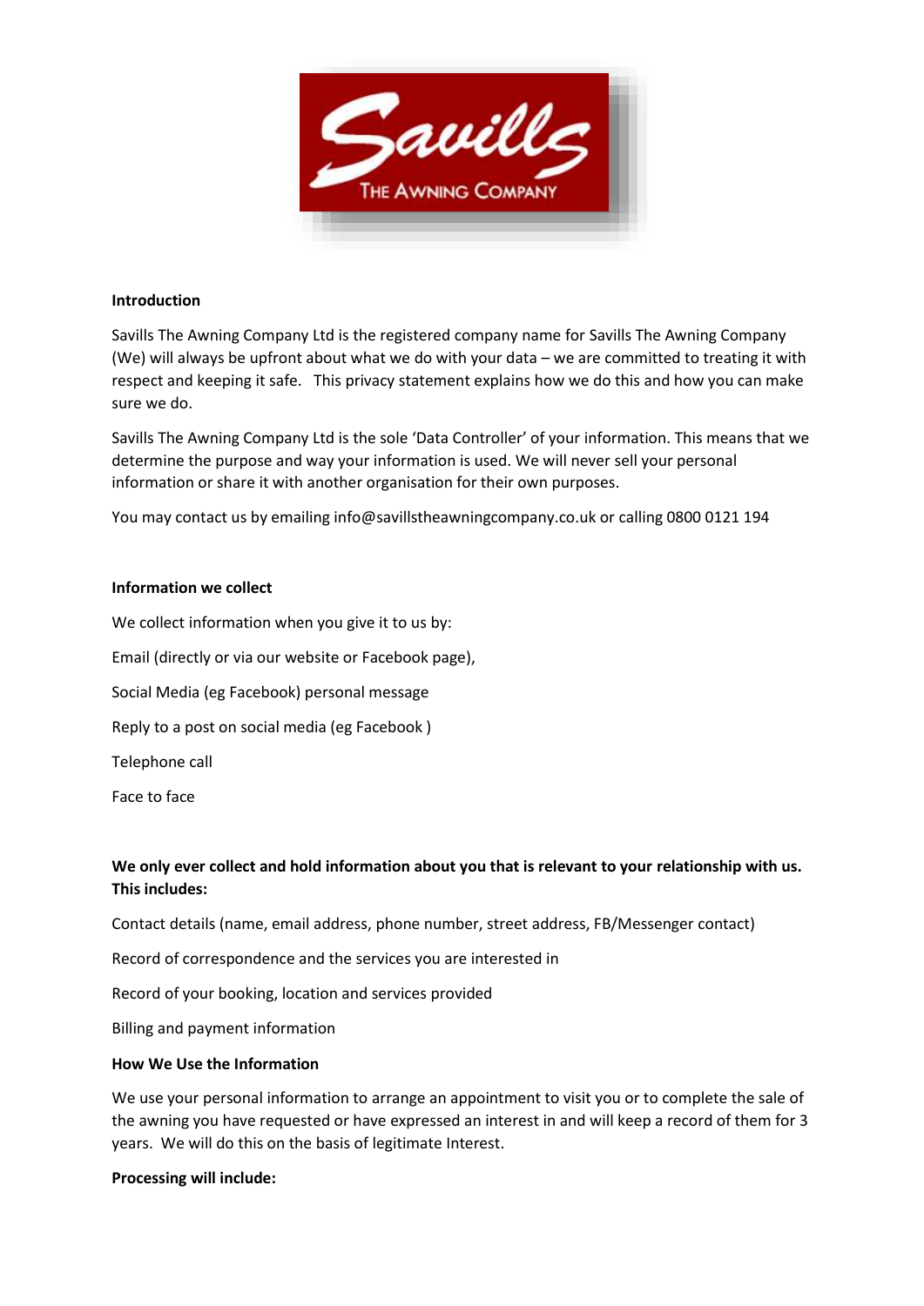**Introduction**

Savills The Awning Company Ltd is the registered company name for Savills The Awning Company (We) will always be upfront about what we do with your data – we are committed to treating it with respect and keeping it safe. This privacy statement explains how we do this and how you can make sure we do.

Savills The Awning Company Ltd is the sole 'Data Controller' of your information. This means that we determine the purpose and way your information is used. We will never sell your personal information or share it with another organisation for their own purposes.

You may contact us by emailing info@savillstheawningcompany.co.uk or calling 0800 0121 194

**Information we collect**

We collect information when you give it to us by:

Email (directly or via our website or Facebook page),

Social Media (eg Facebook) personal message

Reply to a post on social media (eg Facebook )

Telephone call

Face to face

**We only ever collect and hold information about you that is relevant to your relationship with us. This includes:**

Contact details (name, email address, phone number, street address, FB/Messenger contact)

Record of correspondence and the services you are interested in

Record of your booking, location and services provided

Billing and payment information

**How We Use the Information**

We use your personal information to arrange an appointment to visit you or to complete the sale of the awning you have requested or have expressed an interest in and will keep a record of them for 3 years. We will do this on the basis of legitimate Interest.

**Processing will include:**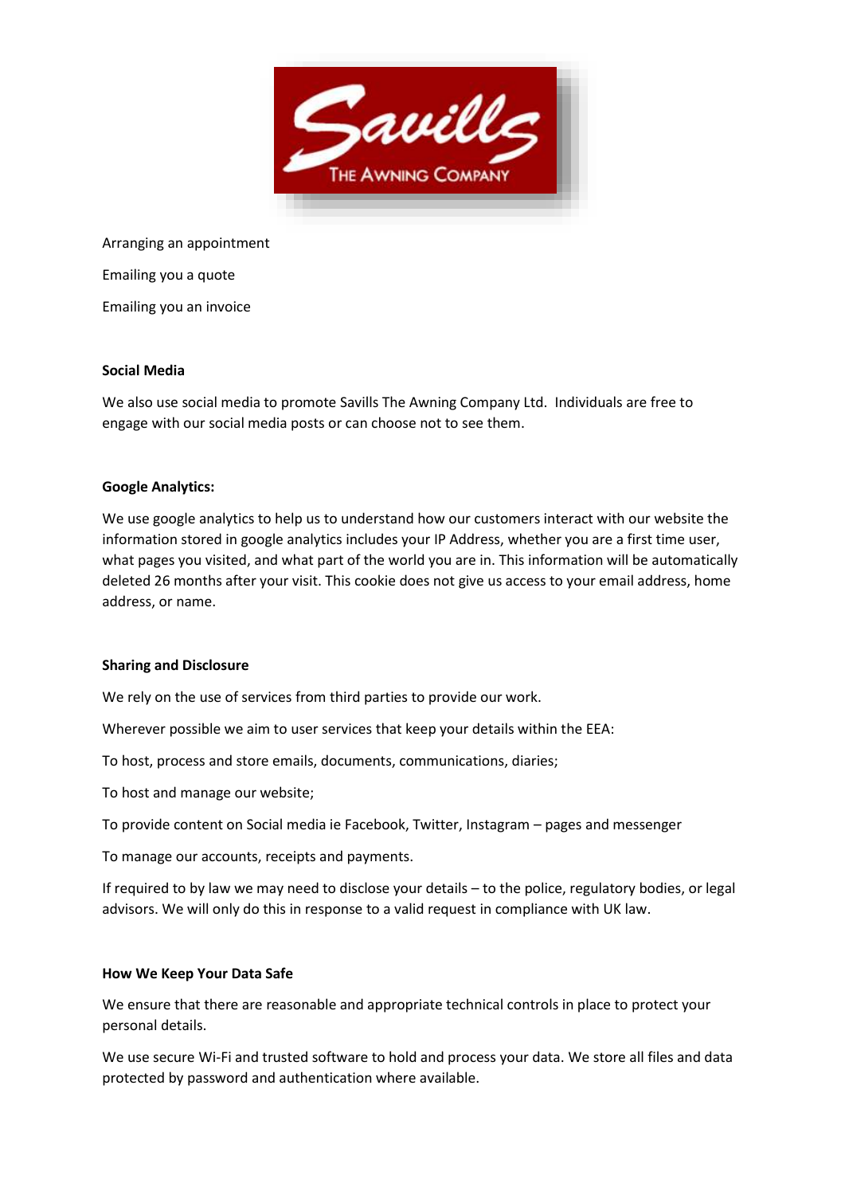Arranging an appointment

Emailing you a quote

Emailing you an invoice

**Social Media**

We also use social media to promote Savills The Awning Company Ltd. Individuals are free to engage with our social media posts or can choose not to see them.

**Google Analytics:**

We use google analytics to help us to understand how our customers interact with our website the information stored in google analytics includes your IP Address, whether you are a first time user, what pages you visited, and what part of the world you are in. This information will be automatically deleted 26 months after your visit. This cookie does not give us access to your email address, home address, or name.

**Sharing and Disclosure**

We rely on the use of services from third parties to provide our work.

Wherever possible we aim to user services that keep your details within the EEA:

To host, process and store emails, documents, communications, diaries;

To host and manage our website;

To provide content on Social media ie Facebook, Twitter, Instagram – pages and messenger

To manage our accounts, receipts and payments.

If required to by law we may need to disclose your details – to the police, regulatory bodies, or legal advisors. We will only do this in response to a valid request in compliance with UK law.

**How We Keep Your Data Safe**

We ensure that there are reasonable and appropriate technical controls in place to protect your personal details.

We use secure Wi-Fi and trusted software to hold and process your data. We store all files and data protected by password and authentication where available.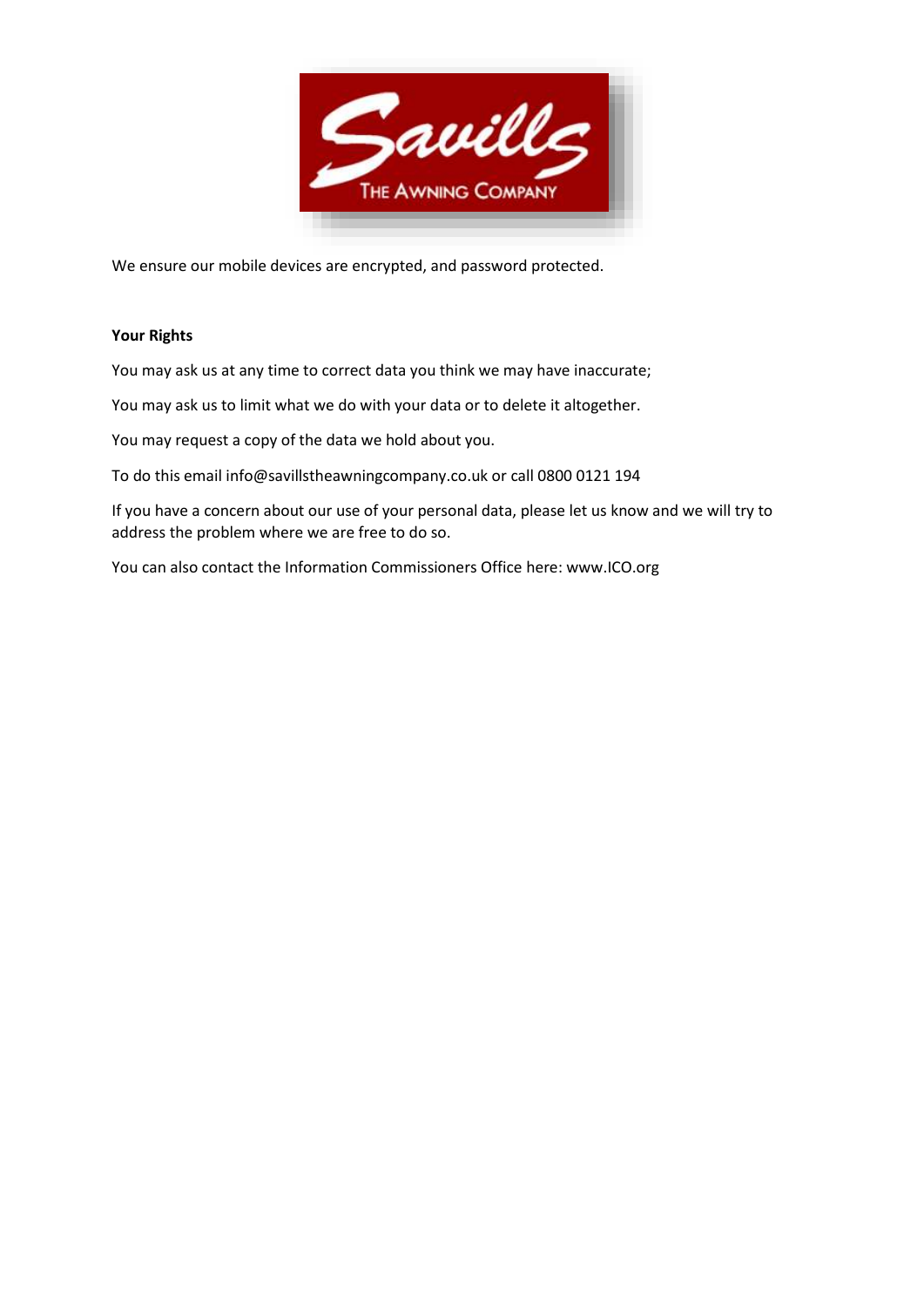We ensure our mobile devices are encrypted, and password protected.

**Your Rights**

You may ask us at any time to correct data you think we may have inaccurate;

You may ask us to limit what we do with your data or to delete it altogether.

You may request a copy of the data we hold about you.

To do this email info@savillstheawningcompany.co.uk or call 0800 0121 194

If you have a concern about our use of your personal data, please let us know and we will try to address the problem where we are free to do so.

You can also contact the Information Commissioners Office here: www.ICO.org